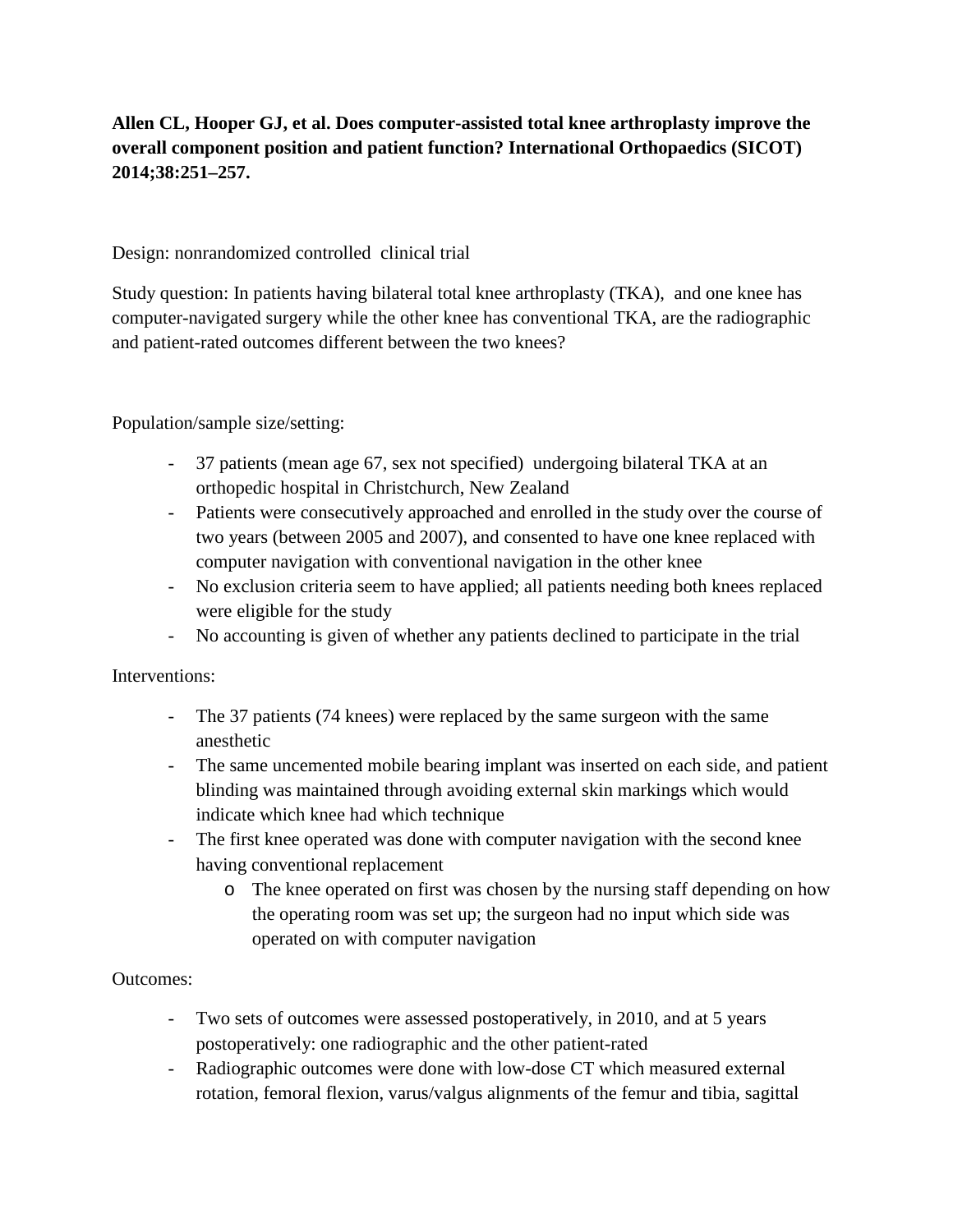**Allen CL, Hooper GJ, et al. Does computer-assisted total knee arthroplasty improve the overall component position and patient function? International Orthopaedics (SICOT) 2014;38:251–257.**

Design: nonrandomized controlled clinical trial

Study question: In patients having bilateral total knee arthroplasty (TKA), and one knee has computer-navigated surgery while the other knee has conventional TKA, are the radiographic and patient-rated outcomes different between the two knees?

Population/sample size/setting:

- 37 patients (mean age 67, sex not specified) undergoing bilateral TKA at an orthopedic hospital in Christchurch, New Zealand
- Patients were consecutively approached and enrolled in the study over the course of two years (between 2005 and 2007), and consented to have one knee replaced with computer navigation with conventional navigation in the other knee
- No exclusion criteria seem to have applied; all patients needing both knees replaced were eligible for the study
- No accounting is given of whether any patients declined to participate in the trial

Interventions:

- The 37 patients (74 knees) were replaced by the same surgeon with the same anesthetic
- The same uncemented mobile bearing implant was inserted on each side, and patient blinding was maintained through avoiding external skin markings which would indicate which knee had which technique
- The first knee operated was done with computer navigation with the second knee having conventional replacement
    - The knee operated on first was chosen by the nursing staff depending on how the operating room was set up; the surgeon had no input which side was operated on with computer navigation

Outcomes:

- Two sets of outcomes were assessed postoperatively, in 2010, and at 5 years postoperatively: one radiographic and the other patient-rated
- Radiographic outcomes were done with low-dose CT which measured external rotation, femoral flexion, varus/valgus alignments of the femur and tibia, sagittal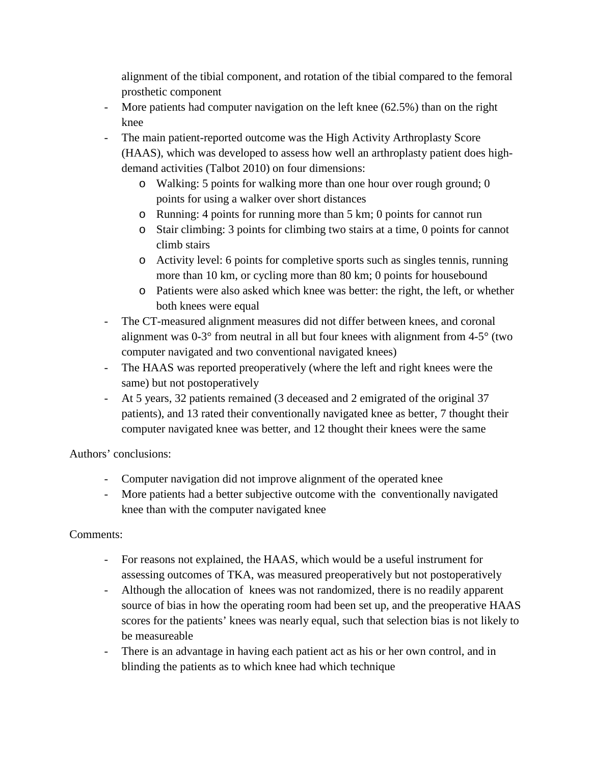alignment of the tibial component, and rotation of the tibial compared to the femoral prosthetic component

- More patients had computer navigation on the left knee (62.5%) than on the right knee
- The main patient-reported outcome was the High Activity Arthroplasty Score (HAAS), which was developed to assess how well an arthroplasty patient does high-demand activities (Talbot 2010) on four dimensions:
    - Walking: 5 points for walking more than one hour over rough ground; 0 points for using a walker over short distances
    - Running: 4 points for running more than 5 km; 0 points for cannot run
    - Stair climbing: 3 points for climbing two stairs at a time, 0 points for cannot climb stairs
    - Activity level: 6 points for completive sports such as singles tennis, running more than 10 km, or cycling more than 80 km; 0 points for housebound
    - Patients were also asked which knee was better: the right, the left, or whether both knees were equal
- The CT-measured alignment measures did not differ between knees, and coronal alignment was 0-3° from neutral in all but four knees with alignment from 4-5° (two computer navigated and two conventional navigated knees)
- The HAAS was reported preoperatively (where the left and right knees were the same) but not postoperatively
- At 5 years, 32 patients remained (3 deceased and 2 emigrated of the original 37 patients), and 13 rated their conventionally navigated knee as better, 7 thought their computer navigated knee was better, and 12 thought their knees were the same

Authors' conclusions:

- Computer navigation did not improve alignment of the operated knee
- More patients had a better subjective outcome with the conventionally navigated knee than with the computer navigated knee

Comments:

- For reasons not explained, the HAAS, which would be a useful instrument for assessing outcomes of TKA, was measured preoperatively but not postoperatively
- Although the allocation of knees was not randomized, there is no readily apparent source of bias in how the operating room had been set up, and the preoperative HAAS scores for the patients' knees was nearly equal, such that selection bias is not likely to be measureable
- There is an advantage in having each patient act as his or her own control, and in blinding the patients as to which knee had which technique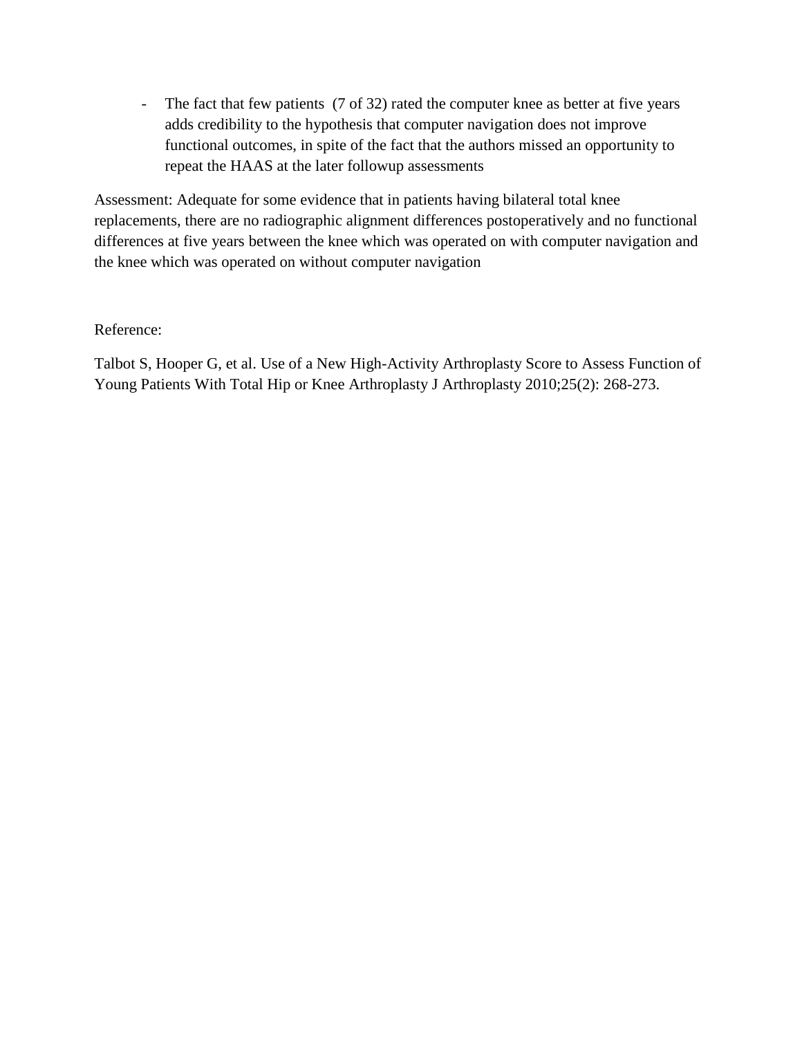- The fact that few patients (7 of 32) rated the computer knee as better at five years adds credibility to the hypothesis that computer navigation does not improve functional outcomes, in spite of the fact that the authors missed an opportunity to repeat the HAAS at the later followup assessments

Assessment: Adequate for some evidence that in patients having bilateral total knee replacements, there are no radiographic alignment differences postoperatively and no functional differences at five years between the knee which was operated on with computer navigation and the knee which was operated on without computer navigation

Reference:

Talbot S, Hooper G, et al. Use of a New High-Activity Arthroplasty Score to Assess Function of Young Patients With Total Hip or Knee Arthroplasty J Arthroplasty 2010;25(2): 268-273.